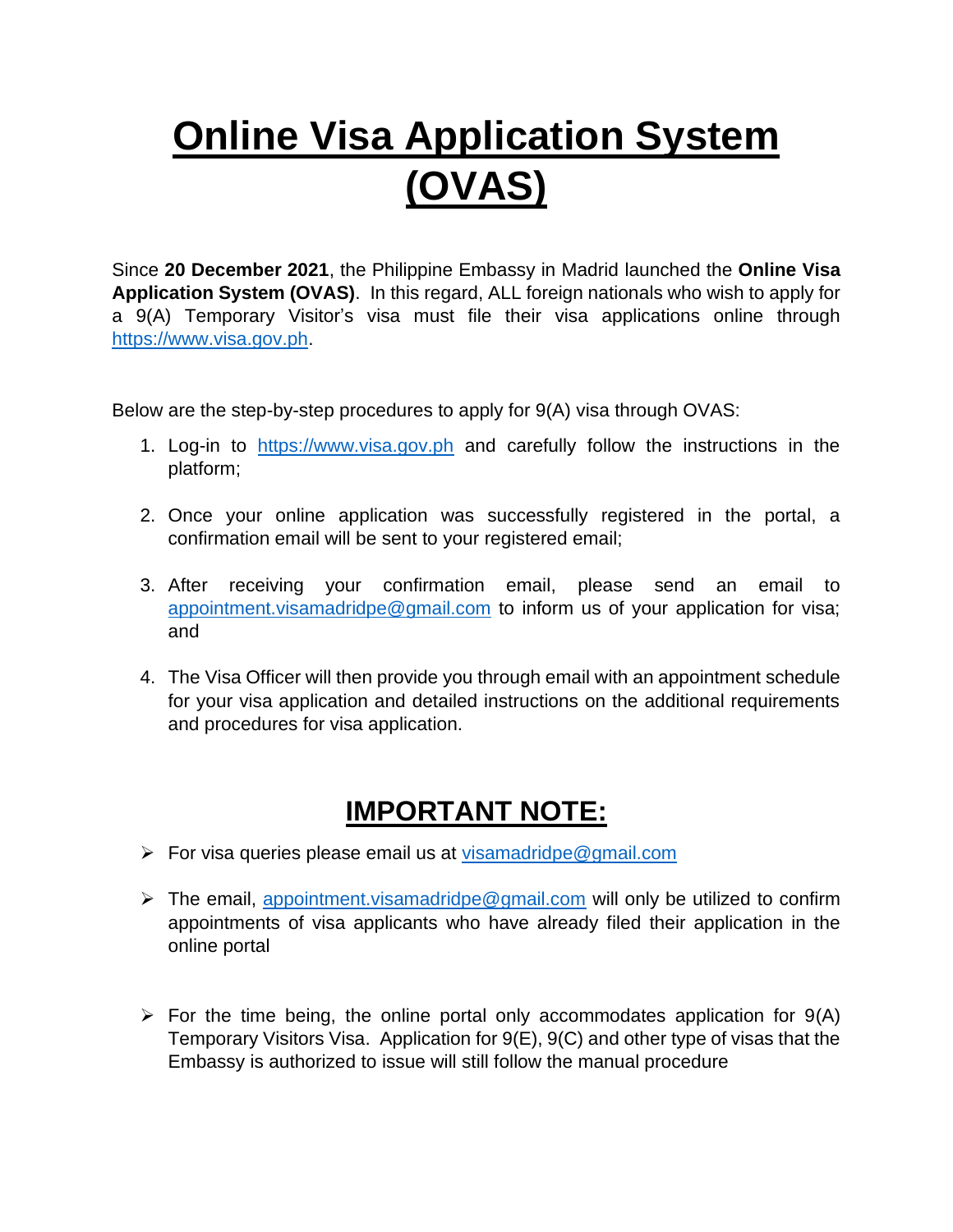# Online Visa Application System (OVAS)

Since **20 December 2021**, the Philippine Embassy in Madrid launched the **Online Visa Application System (OVAS)**. In this regard, ALL foreign nationals who wish to apply for a 9(A) Temporary Visitor's visa must file their visa applications online through https://www.visa.gov.ph.

Below are the step-by-step procedures to apply for 9(A) visa through OVAS:

1. Log-in to https://www.visa.gov.ph and carefully follow the instructions in the platform;

2. Once your online application was successfully registered in the portal, a confirmation email will be sent to your registered email;

3. After receiving your confirmation email, please send an email to appointment.visamadridpe@gmail.com to inform us of your application for visa; and

4. The Visa Officer will then provide you through email with an appointment schedule for your visa application and detailed instructions on the additional requirements and procedures for visa application.

## IMPORTANT NOTE:

- For visa queries please email us at visamadridpe@gmail.com

- The email, appointment.visamadridpe@gmail.com will only be utilized to confirm appointments of visa applicants who have already filed their application in the online portal

- For the time being, the online portal only accommodates application for 9(A) Temporary Visitors Visa. Application for 9(E), 9(C) and other type of visas that the Embassy is authorized to issue will still follow the manual procedure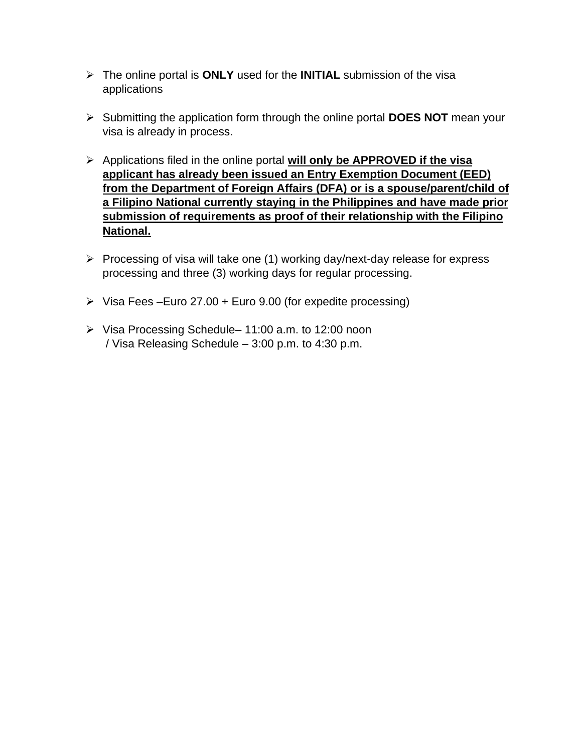- The online portal is **ONLY** used for the **INITIAL** submission of the visa applications

- Submitting the application form through the online portal **DOES NOT** mean your visa is already in process.

- Applications filed in the online portal **<u>will only be APPROVED if the visa applicant has already been issued an Entry Exemption Document (EED) from the Department of Foreign Affairs (DFA) or is a spouse/parent/child of a Filipino National currently staying in the Philippines and have made prior submission of requirements as proof of their relationship with the Filipino National.</u>**

- Processing of visa will take one (1) working day/next-day release for express processing and three (3) working days for regular processing.

- Visa Fees –Euro 27.00 + Euro 9.00 (for expedite processing)

- Visa Processing Schedule– 11:00 a.m. to 12:00 noon
  / Visa Releasing Schedule – 3:00 p.m. to 4:30 p.m.